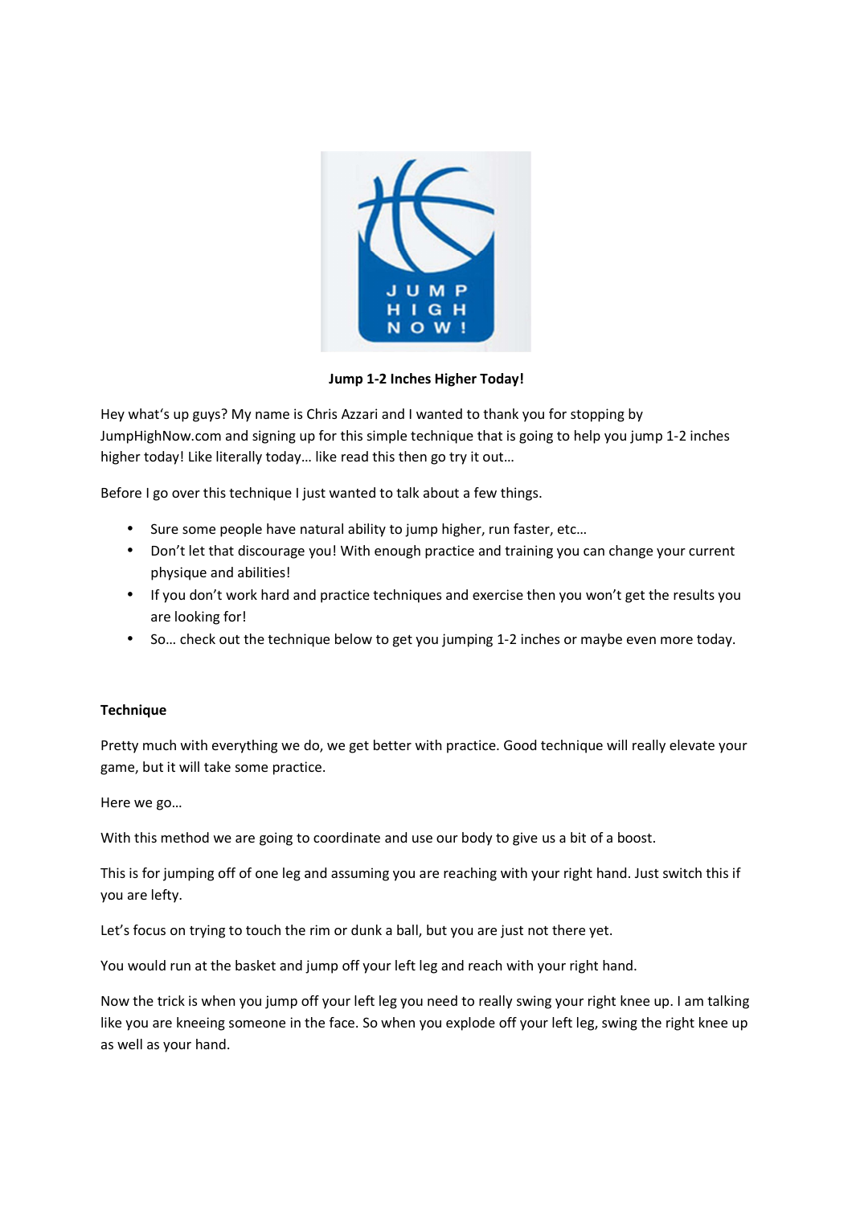**Jump 1-2 Inches Higher Today!**

Hey what's up guys? My name is Chris Azzari and I wanted to thank you for stopping by JumpHighNow.com and signing up for this simple technique that is going to help you jump 1-2 inches higher today! Like literally today… like read this then go try it out…

Before I go over this technique I just wanted to talk about a few things.

- Sure some people have natural ability to jump higher, run faster, etc…
- Don't let that discourage you! With enough practice and training you can change your current physique and abilities!
- If you don't work hard and practice techniques and exercise then you won't get the results you are looking for!
- So… check out the technique below to get you jumping 1-2 inches or maybe even more today.

**Technique**

Pretty much with everything we do, we get better with practice. Good technique will really elevate your game, but it will take some practice.

Here we go…

With this method we are going to coordinate and use our body to give us a bit of a boost.

This is for jumping off of one leg and assuming you are reaching with your right hand. Just switch this if you are lefty.

Let's focus on trying to touch the rim or dunk a ball, but you are just not there yet.

You would run at the basket and jump off your left leg and reach with your right hand.

Now the trick is when you jump off your left leg you need to really swing your right knee up. I am talking like you are kneeing someone in the face. So when you explode off your left leg, swing the right knee up as well as your hand.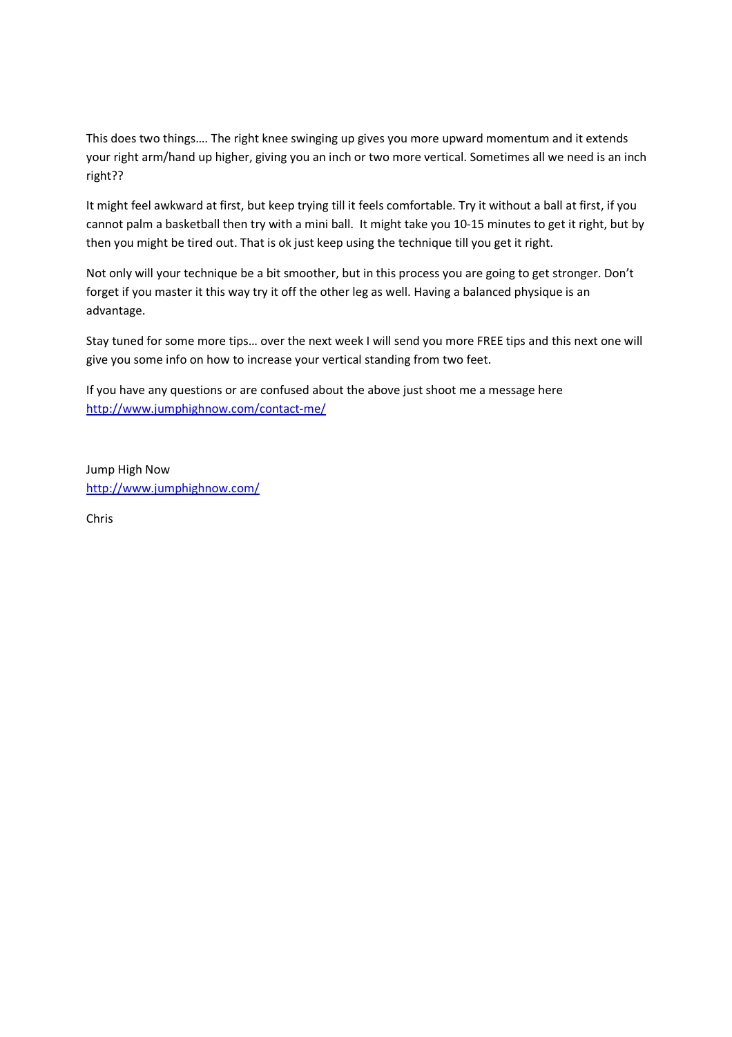This does two things…. The right knee swinging up gives you more upward momentum and it extends your right arm/hand up higher, giving you an inch or two more vertical. Sometimes all we need is an inch right??

It might feel awkward at first, but keep trying till it feels comfortable. Try it without a ball at first, if you cannot palm a basketball then try with a mini ball. It might take you 10-15 minutes to get it right, but by then you might be tired out. That is ok just keep using the technique till you get it right.

Not only will your technique be a bit smoother, but in this process you are going to get stronger. Don't forget if you master it this way try it off the other leg as well. Having a balanced physique is an advantage.

Stay tuned for some more tips… over the next week I will send you more FREE tips and this next one will give you some info on how to increase your vertical standing from two feet.

If you have any questions or are confused about the above just shoot me a message here
http://www.jumphighnow.com/contact-me/

Jump High Now
http://www.jumphighnow.com/

Chris